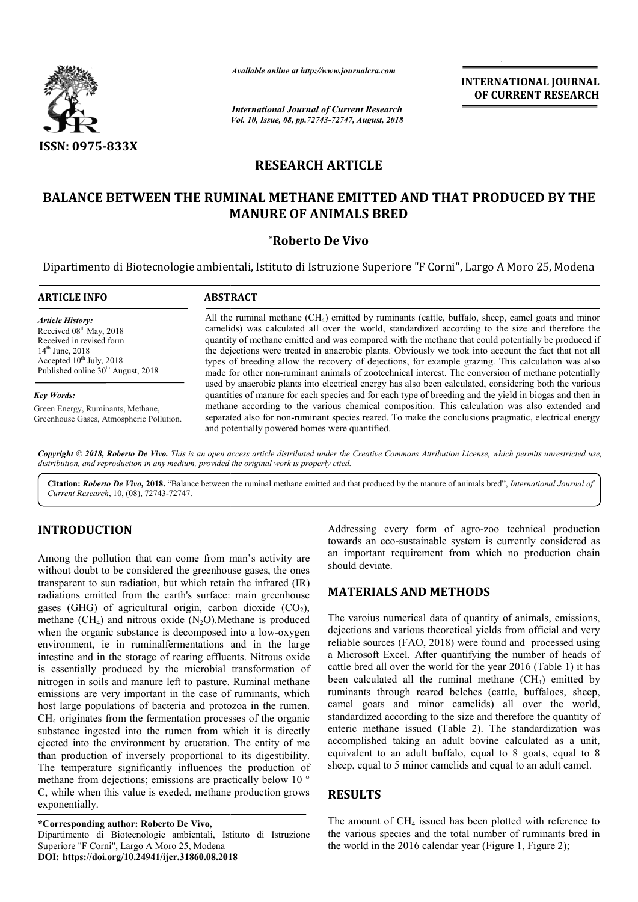ISSN: 0975-833X

*Available online at http://www.journalcra.com*

*International Journal of Current Research*
*Vol. 10, Issue, 08, pp.72743-72747, August, 2018*

**INTERNATIONAL JOURNAL OF CURRENT RESEARCH**

## RESEARCH ARTICLE

# BALANCE BETWEEN THE RUMINAL METHANE EMITTED AND THAT PRODUCED BY THE MANURE OF ANIMALS BRED

**\*Roberto De Vivo**

Dipartimento di Biotecnologie ambientali, Istituto di Istruzione Superiore "F Corni", Largo A Moro 25, Modena

### ARTICLE INFO

*Article History:*
Received 08th May, 2018
Received in revised form 14th June, 2018
Accepted 10th July, 2018
Published online 30th August, 2018

*Key Words:*
Green Energy, Ruminants, Methane, Greenhouse Gases, Atmospheric Pollution.

### ABSTRACT

All the ruminal methane ($CH_4$) emitted by ruminants (cattle, buffalo, sheep, camel goats and minor camelids) was calculated all over the world, standardized according to the size and therefore the quantity of methane emitted and was compared with the methane that could potentially be produced if the dejections were treated in anaerobic plants. Obviously we took into account the fact that not all types of breeding allow the recovery of dejections, for example grazing. This calculation was also made for other non-ruminant animals of zootechnical interest. The conversion of methane potentially used by anaerobic plants into electrical energy has also been calculated, considering both the various quantities of manure for each species and for each type of breeding and the yield in biogas and then in methane according to the various chemical composition. This calculation was also extended and separated also for non-ruminant species reared. To make the conclusions pragmatic, electrical energy and potentially powered homes were quantified.

*Copyright © 2018, Roberto De Vivo. This is an open access article distributed under the Creative Commons Attribution License, which permits unrestricted use, distribution, and reproduction in any medium, provided the original work is properly cited.*

**Citation:** *Roberto De Vivo,* **2018.** "Balance between the ruminal methane emitted and that produced by the manure of animals bred", *International Journal of Current Research*, 10, (08), 72743-72747.

## INTRODUCTION

Among the pollution that can come from man's activity are without doubt to be considered the greenhouse gases, the ones transparent to sun radiation, but which retain the infrared (IR) radiations emitted from the earth's surface: main greenhouse gases (GHG) of agricultural origin, carbon dioxide ($CO_2$), methane ($CH_4$) and nitrous oxide ($N_2O$).Methane is produced when the organic substance is decomposed into a low-oxygen environment, ie in ruminalfermentations and in the large intestine and in the storage of rearing effluents. Nitrous oxide is essentially produced by the microbial transformation of nitrogen in soils and manure left to pasture. Ruminal methane emissions are very important in the case of ruminants, which host large populations of bacteria and protozoa in the rumen. $CH_4$ originates from the fermentation processes of the organic substance ingested into the rumen from which it is directly ejected into the environment by eructation. The entity of me than production of inversely proportional to its digestibility. The temperature significantly influences the production of methane from dejections; emissions are practically below 10 ° C, while when this value is exeded, methane production grows exponentially.

Addressing every form of agro-zoo technical production towards an eco-sustainable system is currently considered as an important requirement from which no production chain should deviate.

## MATERIALS AND METHODS

The varoius numerical data of quantity of animals, emissions, dejections and various theoretical yields from official and very reliable sources (FAO, 2018) were found and processed using a Microsoft Excel. After quantifying the number of heads of cattle bred all over the world for the year 2016 (Table 1) it has been calculated all the ruminal methane ($CH_4$) emitted by ruminants through reared belches (cattle, buffaloes, sheep, camel goats and minor camelids) all over the world, standardized according to the size and therefore the quantity of enteric methane issued (Table 2). The standardization was accomplished taking an adult bovine calculated as a unit, equivalent to an adult buffalo, equal to 8 goats, equal to 8 sheep, equal to 5 minor camelids and equal to an adult camel.

## RESULTS

The amount of $CH_4$ issued has been plotted with reference to the various species and the total number of ruminants bred in the world in the 2016 calendar year (Figure 1, Figure 2);

**\*Corresponding author: Roberto De Vivo,**
Dipartimento di Biotecnologie ambientali, Istituto di Istruzione Superiore "F Corni", Largo A Moro 25, Modena
**DOI: https://doi.org/10.24941/ijcr.31860.08.2018**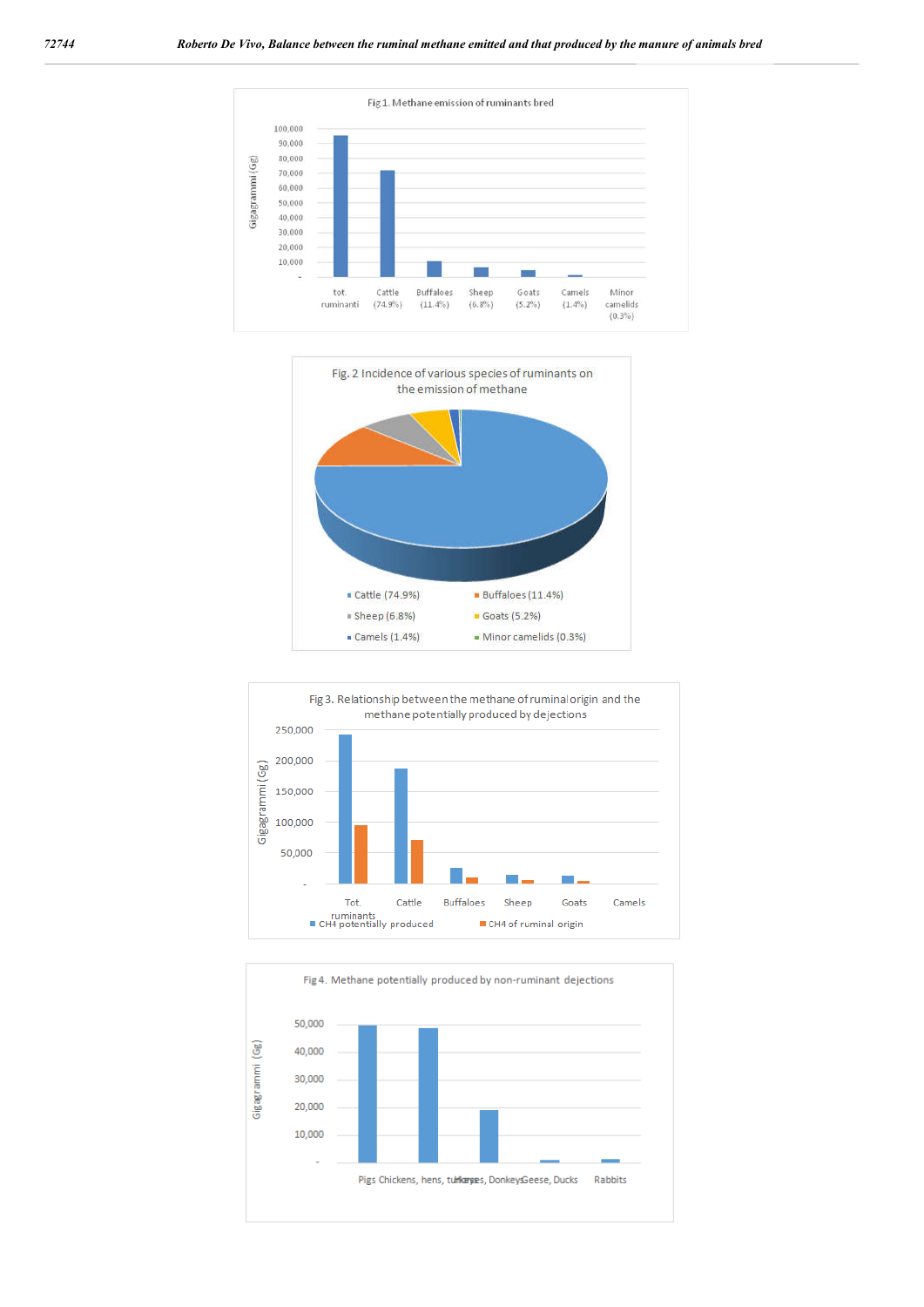Fig 1. Methane emission of ruminants bred

Fig. 2 Incidence of various species of ruminants on the emission of methane

Fig 3. Relationship between the methane of ruminal origin and the methane potentially produced by dejections

Fig 4. Methane potentially produced by non-ruminant dejections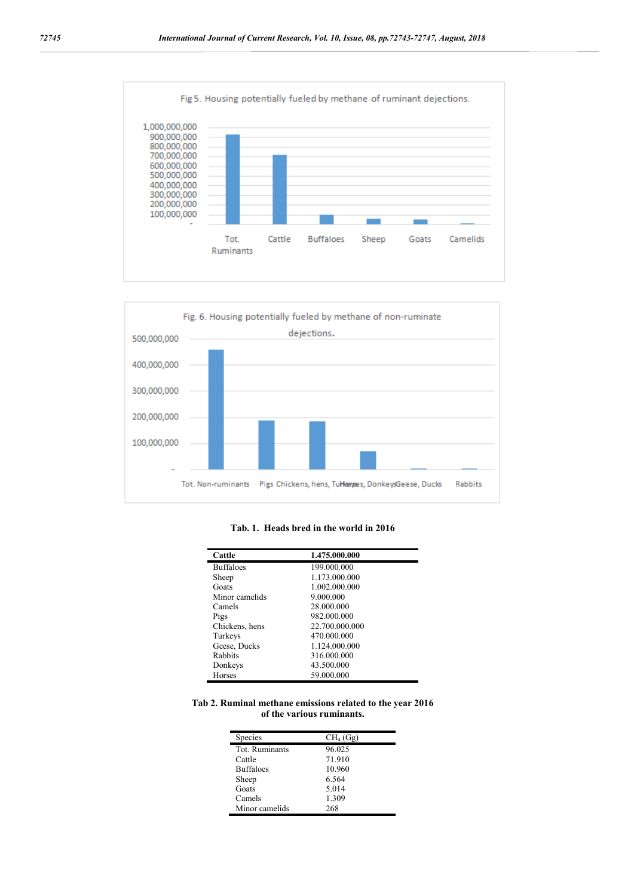Fig 5. Housing potentially fueled by methane of ruminant dejections.

Fig. 6. Housing potentially fueled by methane of non-ruminate dejections.

**Tab. 1. Heads bred in the world in 2016**

| Cattle | 1.475.000.000 |
|---|---|
| Buffaloes | 199.000.000 |
| Sheep | 1.173.000.000 |
| Goats | 1.002.000.000 |
| Minor camelids | 9.000.000 |
| Camels | 28.000.000 |
| Pigs | 982.000.000 |
| Chickens, hens | 22.700.000.000 |
| Turkeys | 470.000.000 |
| Geese, Ducks | 1.124.000.000 |
| Rabbits | 316.000.000 |
| Donkeys | 43.500.000 |
| Horses | 59.000.000 |

**Tab 2. Ruminal methane emissions related to the year 2016 of the various ruminants.**

| Species | $CH_4$ (Gg) |
|---|---|
| Tot. Ruminants | 96.025 |
| Cattle | 71.910 |
| Buffaloes | 10.960 |
| Sheep | 6.564 |
| Goats | 5.014 |
| Camels | 1.309 |
| Minor camelids | 268 |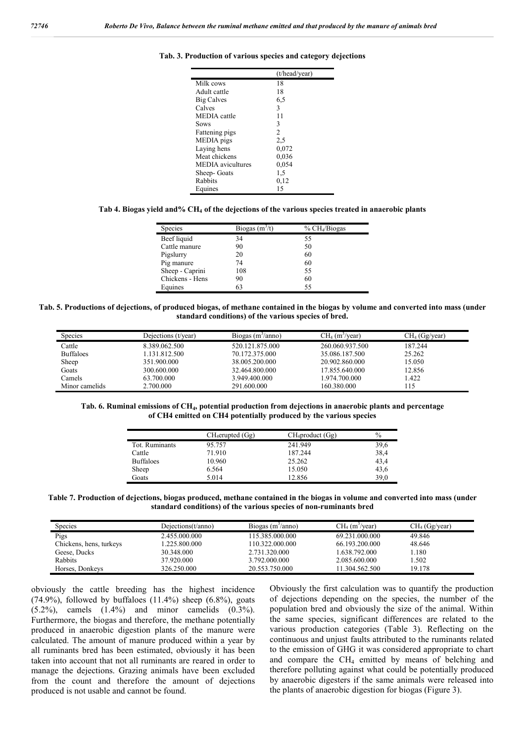**Tab. 3. Production of various species and category dejections**

| | (t/head/year) |
|---|---|
| Milk cows | 18 |
| Adult cattle | 18 |
| Big Calves | 6,5 |
| Calves | 3 |
| MEDIA cattle | 11 |
| Sows | 3 |
| Fattening pigs | 2 |
| MEDIA pigs | 2,5 |
| Laying hens | 0,072 |
| Meat chickens | 0,036 |
| MEDIA avicultures | 0,054 |
| Sheep- Goats | 1,5 |
| Rabbits | 0,12 |
| Equines | 15 |

**Tab 4. Biogas yield and% $CH_4$ of the dejections of the various species treated in anaerobic plants**

| Species | Biogas ($m^3$/t) | % $CH_4$/Biogas |
|---|---|---|
| Beef liquid | 34 | 55 |
| Cattle manure | 90 | 50 |
| Pigslurry | 20 | 60 |
| Pig manure | 74 | 60 |
| Sheep - Caprini | 108 | 55 |
| Chickens - Hens | 90 | 60 |
| Equines | 63 | 55 |

**Tab. 5. Productions of dejections, of produced biogas, of methane contained in the biogas by volume and converted into mass (under standard conditions) of the various species of bred.**

| Species | Dejections (t/year) | Biogas ($m^3$/anno) | $CH_4$ ($m^3$/year) | $CH_4$ (Gg/year) |
|---|---|---|---|---|
| Cattle | 8.389.062.500 | 520.121.875.000 | 260.060.937.500 | 187.244 |
| Buffaloes | 1.131.812.500 | 70.172.375.000 | 35.086.187.500 | 25.262 |
| Sheep | 351.900.000 | 38.005.200.000 | 20.902.860.000 | 15.050 |
| Goats | 300.600.000 | 32.464.800.000 | 17.855.640.000 | 12.856 |
| Camels | 63.700.000 | 3.949.400.000 | 1.974.700.000 | 1.422 |
| Minor camelids | 2.700.000 | 291.600.000 | 160.380.000 | 115 |

**Tab. 6. Ruminal emissions of $CH_4$, potential production from dejections in anaerobic plants and percentage of CH4 emitted on CH4 potentially produced by the various species**

| | $CH_4$erupted (Gg) | $CH_4$product (Gg) | % |
|---|---|---|---|
| Tot. Ruminants | 95.757 | 241.949 | 39,6 |
| Cattle | 71.910 | 187.244 | 38,4 |
| Buffaloes | 10.960 | 25.262 | 43,4 |
| Sheep | 6.564 | 15.050 | 43,6 |
| Goats | 5.014 | 12.856 | 39,0 |

**Table 7. Production of dejections, biogas produced, methane contained in the biogas in volume and converted into mass (under standard conditions) of the various species of non-ruminants bred**

| Species | Dejections(t/anno) | Biogas ($m^3$/anno) | $CH_4$ ($m^3$/year) | $CH_4$ (Gg/year) |
|---|---|---|---|---|
| Pigs | 2.455.000.000 | 115.385.000.000 | 69.231.000.000 | 49.846 |
| Chickens, hens, turkeys | 1.225.800.000 | 110.322.000.000 | 66.193.200.000 | 48.646 |
| Geese, Ducks | 30.348.000 | 2.731.320.000 | 1.638.792.000 | 1.180 |
| Rabbits | 37.920.000 | 3.792.000.000 | 2.085.600.000 | 1.502 |
| Horses, Donkeys | 326.250.000 | 20.553.750.000 | 11.304.562.500 | 19.178 |

obviously the cattle breeding has the highest incidence (74.9%), followed by buffaloes (11.4%) sheep (6.8%), goats (5.2%), camels (1.4%) and minor camelids (0.3%). Furthermore, the biogas and therefore, the methane potentially produced in anaerobic digestion plants of the manure were calculated. The amount of manure produced within a year by all ruminants bred has been estimated, obviously it has been taken into account that not all ruminants are reared in order to manage the dejections. Grazing animals have been excluded from the count and therefore the amount of dejections produced is not usable and cannot be found.

Obviously the first calculation was to quantify the production of dejections depending on the species, the number of the population bred and obviously the size of the animal. Within the same species, significant differences are related to the various production categories (Table 3). Reflecting on the continuous and unjust faults attributed to the ruminants related to the emission of GHG it was considered appropriate to chart and compare the $CH_4$ emitted by means of belching and therefore polluting against what could be potentially produced by anaerobic digesters if the same animals were released into the plants of anaerobic digestion for biogas (Figure 3).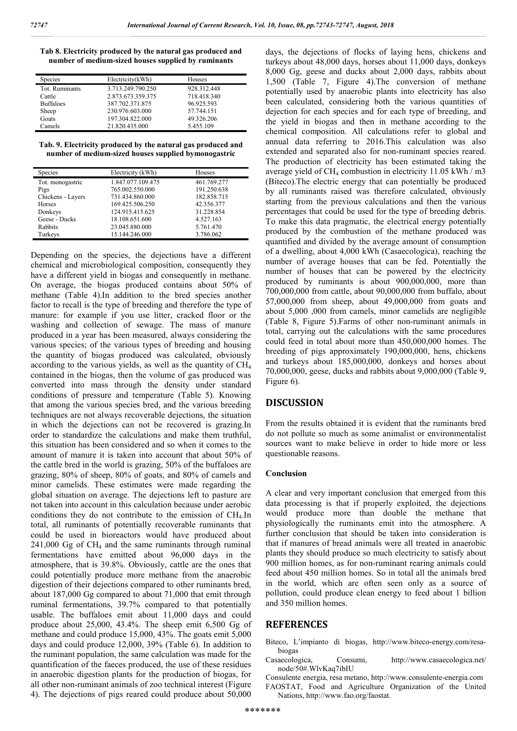**Tab 8. Electricity produced by the natural gas produced and number of medium-sized houses supplied by ruminants**

| Species | Electricity(kWh) | Houses |
| --- | --- | --- |
| Tot. Ruminants | 3.713.249.790.250 | 928.312.448 |
| Cattle | 2.873.673.359.375 | 718.418.340 |
| Buffaloes | 387.702.371.875 | 96.925.593 |
| Sheep | 230.976.603.000 | 57.744.151 |
| Goats | 197.304.822.000 | 49.326.206 |
| Camels | 21.820.435.000 | 5.455.109 |

**Tab. 9. Electricity produced by the natural gas produced and number of medium-sized houses supplied bymonogastric**

| Species | Electricity (kWh) | Houses |
| --- | --- | --- |
| Tot. monogastric | 1.847.077.109.475 | 461.769.277 |
| Pigs | 765.002.550.000 | 191.250.638 |
| Chickens - Layers | 731.434.860.000 | 182.858.715 |
| Horses | 169.425.506.250 | 42.356.377 |
| Donkeys | 124.915.415.625 | 31.228.854 |
| Geese - Ducks | 18.108.651.600 | 4.527.163 |
| Rabbits | 23.045.880.000 | 5.761.470 |
| Turkeys | 15.144.246.000 | 3.786.062 |

Depending on the species, the dejections have a different chemical and microbiological composition, consequently they have a different yield in biogas and consequently in methane. On average, the biogas produced contains about 50% of methane (Table 4).In addition to the bred species another factor to recall is the type of breeding and therefore the type of manure: for example if you use litter, cracked floor or the washing and collection of sewage. The mass of manure produced in a year has been measured, always considering the various species; of the various types of breeding and housing the quantity of biogas produced was calculated, obviously according to the various yields, as well as the quantity of $CH_4$ contained in the biogas, then the volume of gas produced was converted into mass through the density under standard conditions of pressure and temperature (Table 5). Knowing that among the various species bred, and the various breeding techniques are not always recoverable dejections, the situation in which the dejections can not be recovered is grazing.In order to standardize the calculations and make them truthful, this situation has been considered and so when it comes to the amount of manure it is taken into account that about 50% of the cattle bred in the world is grazing, 50% of the buffaloes are grazing, 80% of sheep, 80% of goats, and 80% of camels and minor camelids. These estimates were made regarding the global situation on average. The dejections left to pasture are not taken into account in this calculation because under aerobic conditions they do not contribute to the emission of $CH_4$.In total, all ruminants of potentially recoverable ruminants that could be used in bioreactors would have produced about 241,000 Gg of $CH_4$ and the same ruminants through ruminal fermentations have emitted about 96,000 days in the atmosphere, that is 39.8%. Obviously, cattle are the ones that could potentially produce more methane from the anaerobic digestion of their dejections compared to other ruminants bred, about 187,000 Gg compared to about 71,000 that emit through ruminal fermentations, 39.7% compared to that potentially usable. The buffaloes emit about 11,000 days and could produce about 25,000, 43.4%. The sheep emit 6,500 Gg of methane and could produce 15,000, 43%. The goats emit 5,000 days and could produce 12,000, 39% (Table 6). In addition to the ruminant population, the same calculation was made for the quantification of the faeces produced, the use of these residues in anaerobic digestion plants for the production of biogas, for all other non-ruminant animals of zoo technical interest (Figure 4). The dejections of pigs reared could produce about 50,000 days, the dejections of flocks of laying hens, chickens and turkeys about 48,000 days, horses about 11,000 days, donkeys 8,000 Gg, geese and ducks about 2,000 days, rabbits about 1,500 (Table 7, Figure 4).The conversion of methane potentially used by anaerobic plants into electricity has also been calculated, considering both the various quantities of dejection for each species and for each type of breeding, and the yield in biogas and then in methane according to the chemical composition. All calculations refer to global and annual data referring to 2016.This calculation was also extended and separated also for non-ruminant species reared. The production of electricity has been estimated taking the average yield of $CH_4$ combustion in electricity 11.05 kWh / m3 (Biteco).The electric energy that can potentially be produced by all ruminants raised was therefore calculated, obviously starting from the previous calculations and then the various percentages that could be used for the type of breeding debris. To make this data pragmatic, the electrical energy potentially produced by the combustion of the methane produced was quantified and divided by the average amount of consumption of a dwelling, about 4,000 kWh (Casaecologica), reaching the number of average houses that can be fed. Potentially the number of houses that can be powered by the electricity produced by ruminants is about 900,000,000, more than 700,000,000 from cattle, about 90,000,000 from buffalo, about 57,000,000 from sheep, about 49,000,000 from goats and about 5,000 ,000 from camels, minor camelids are negligible (Table 8, Figure 5).Farms of other non-ruminant animals in total, carrying out the calculations with the same procedures could feed in total about more than 450,000,000 homes. The breeding of pigs approximately 190,000,000, hens, chickens and turkeys about 185,000,000, donkeys and horses about 70,000,000, geese, ducks and rabbits about 9,000,000 (Table 9, Figure 6).

## DISCUSSION

From the results obtained it is evident that the ruminants bred do not pollute so much as some animalist or environmentalist sources want to make believe in order to hide more or less questionable reasons.

### Conclusion

A clear and very important conclusion that emerged from this data processing is that if properly exploited, the dejections would produce more than double the methane that physiologically the ruminants emit into the atmosphere. A further conclusion that should be taken into consideration is that if manures of bread animals were all treated in anaerobic plants they should produce so much electricity to satisfy about 900 million homes, as for non-ruminant rearing animals could feed about 450 million homes. So in total all the animals bred in the world, which are often seen only as a source of pollution, could produce clean energy to feed about 1 billion and 350 million homes.

## REFERENCES

Biteco, L'impianto di biogas, http://www.biteco-energy.com/resa-biogas

Casaecologica, Consumi, http://www.casaecologica.net/node/50#.WlvKaq7ibIU

Consulente energia, resa metano, http://www.consulente-energia.com

FAOSTAT, Food and Agriculture Organization of the United Nations, http://www.fao.org/faostat.

\*\*\*\*\*\*\*